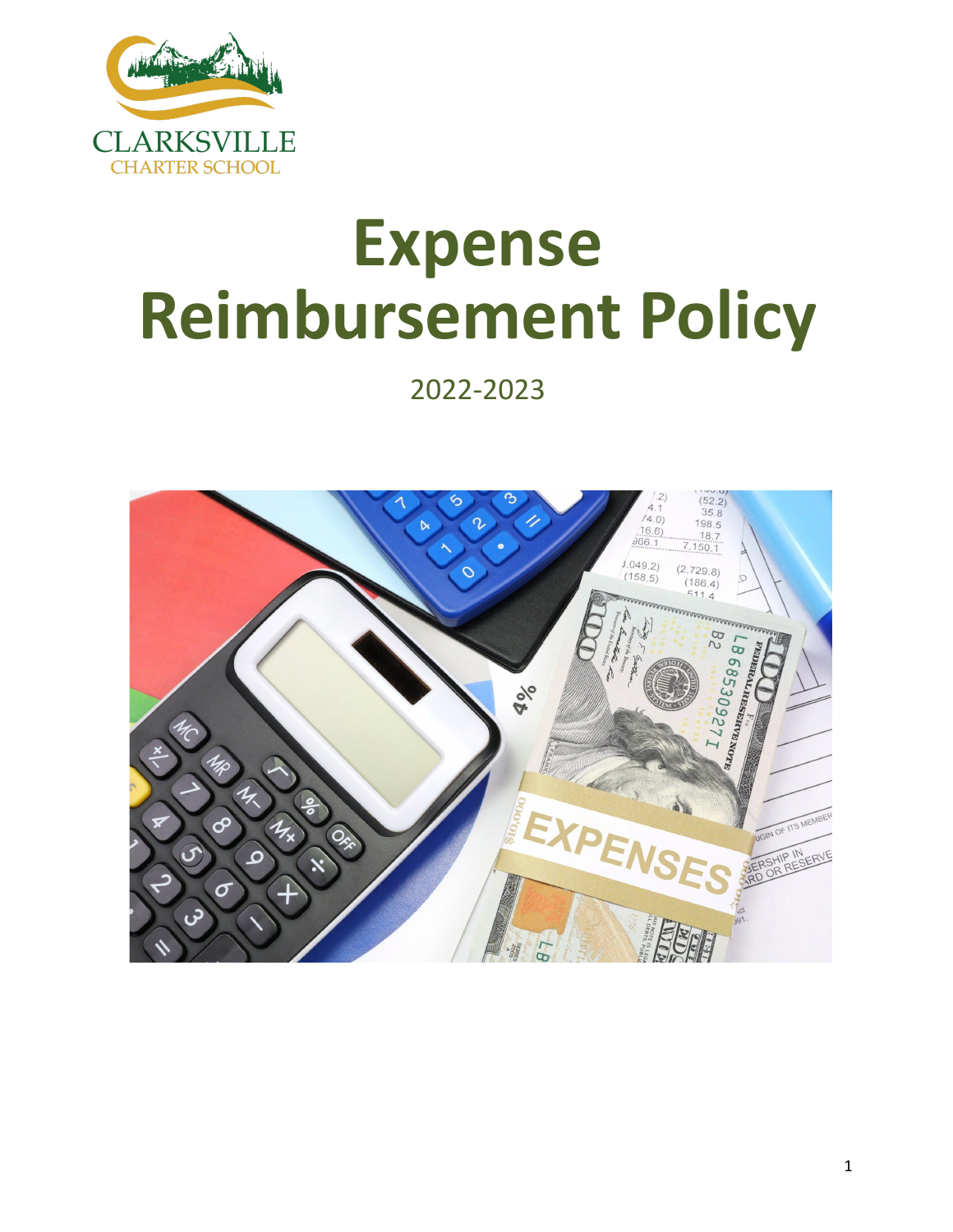CLARKSVILLE
CHARTER SCHOOL

# Expense Reimbursement Policy

2022-2023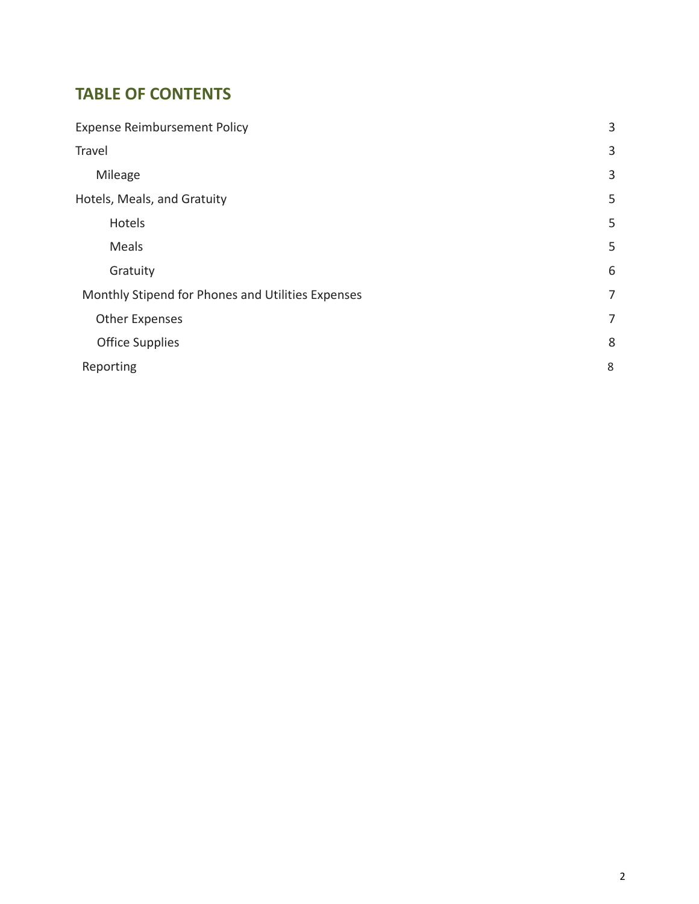## TABLE OF CONTENTS

| | |
|---|---|
| Expense Reimbursement Policy | 3 |
| Travel | 3 |
| Mileage | 3 |
| Hotels, Meals, and Gratuity | 5 |
| Hotels | 5 |
| Meals | 5 |
| Gratuity | 6 |
| Monthly Stipend for Phones and Utilities Expenses | 7 |
| Other Expenses | 7 |
| Office Supplies | 8 |
| Reporting | 8 |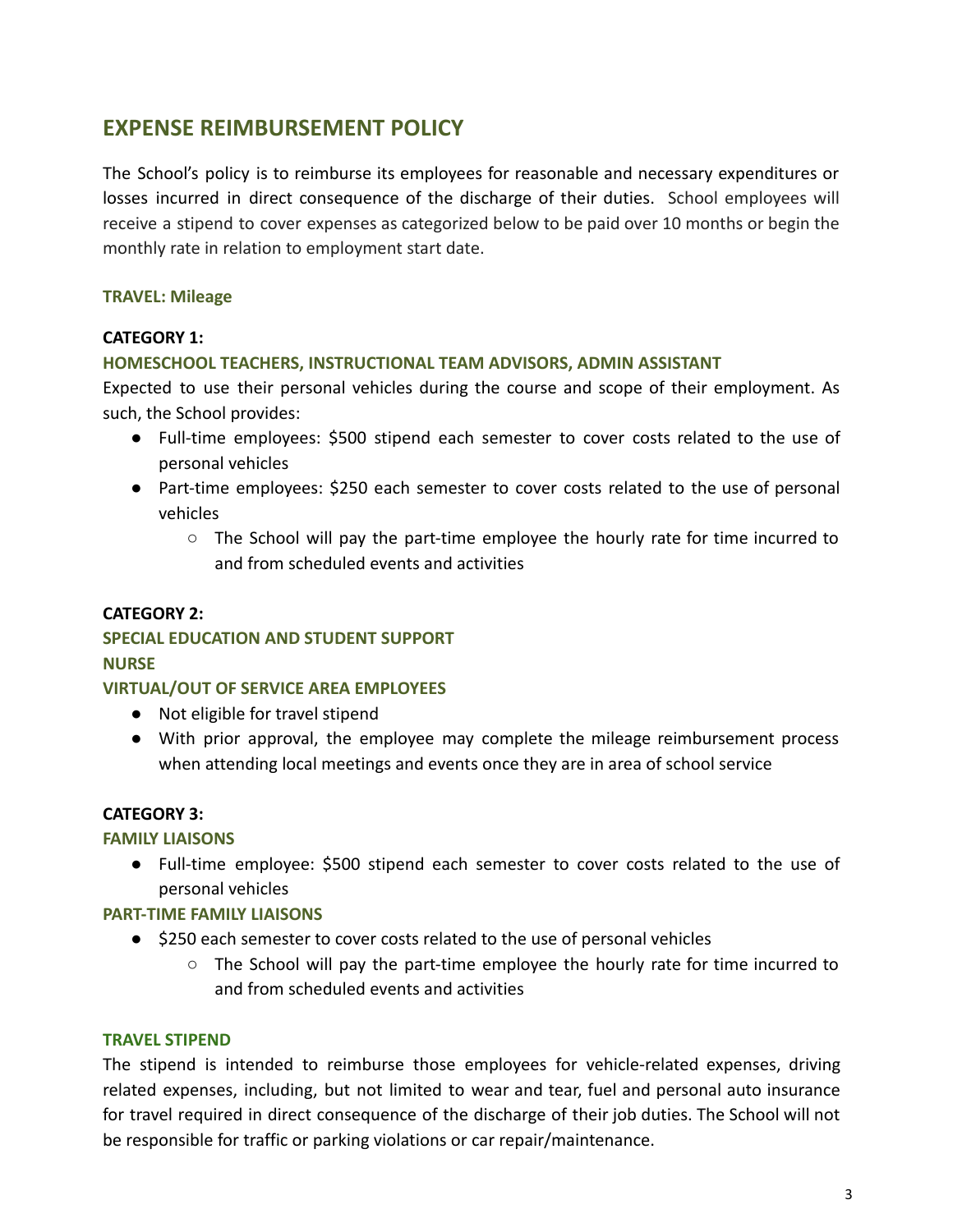## EXPENSE REIMBURSEMENT POLICY

The School's policy is to reimburse its employees for reasonable and necessary expenditures or losses incurred in direct consequence of the discharge of their duties. School employees will receive a stipend to cover expenses as categorized below to be paid over 10 months or begin the monthly rate in relation to employment start date.

### TRAVEL: Mileage

**CATEGORY 1:**

**HOMESCHOOL TEACHERS, INSTRUCTIONAL TEAM ADVISORS, ADMIN ASSISTANT**

Expected to use their personal vehicles during the course and scope of their employment. As such, the School provides:

- Full-time employees: $500 stipend each semester to cover costs related to the use of personal vehicles
- Part-time employees: $250 each semester to cover costs related to the use of personal vehicles
  - The School will pay the part-time employee the hourly rate for time incurred to and from scheduled events and activities

**CATEGORY 2:**

**SPECIAL EDUCATION AND STUDENT SUPPORT**

**NURSE**

**VIRTUAL/OUT OF SERVICE AREA EMPLOYEES**

- Not eligible for travel stipend
- With prior approval, the employee may complete the mileage reimbursement process when attending local meetings and events once they are in area of school service

**CATEGORY 3:**

**FAMILY LIAISONS**

- Full-time employee: $500 stipend each semester to cover costs related to the use of personal vehicles

**PART-TIME FAMILY LIAISONS**

- $250 each semester to cover costs related to the use of personal vehicles
  - The School will pay the part-time employee the hourly rate for time incurred to and from scheduled events and activities

### TRAVEL STIPEND

The stipend is intended to reimburse those employees for vehicle-related expenses, driving related expenses, including, but not limited to wear and tear, fuel and personal auto insurance for travel required in direct consequence of the discharge of their job duties. The School will not be responsible for traffic or parking violations or car repair/maintenance.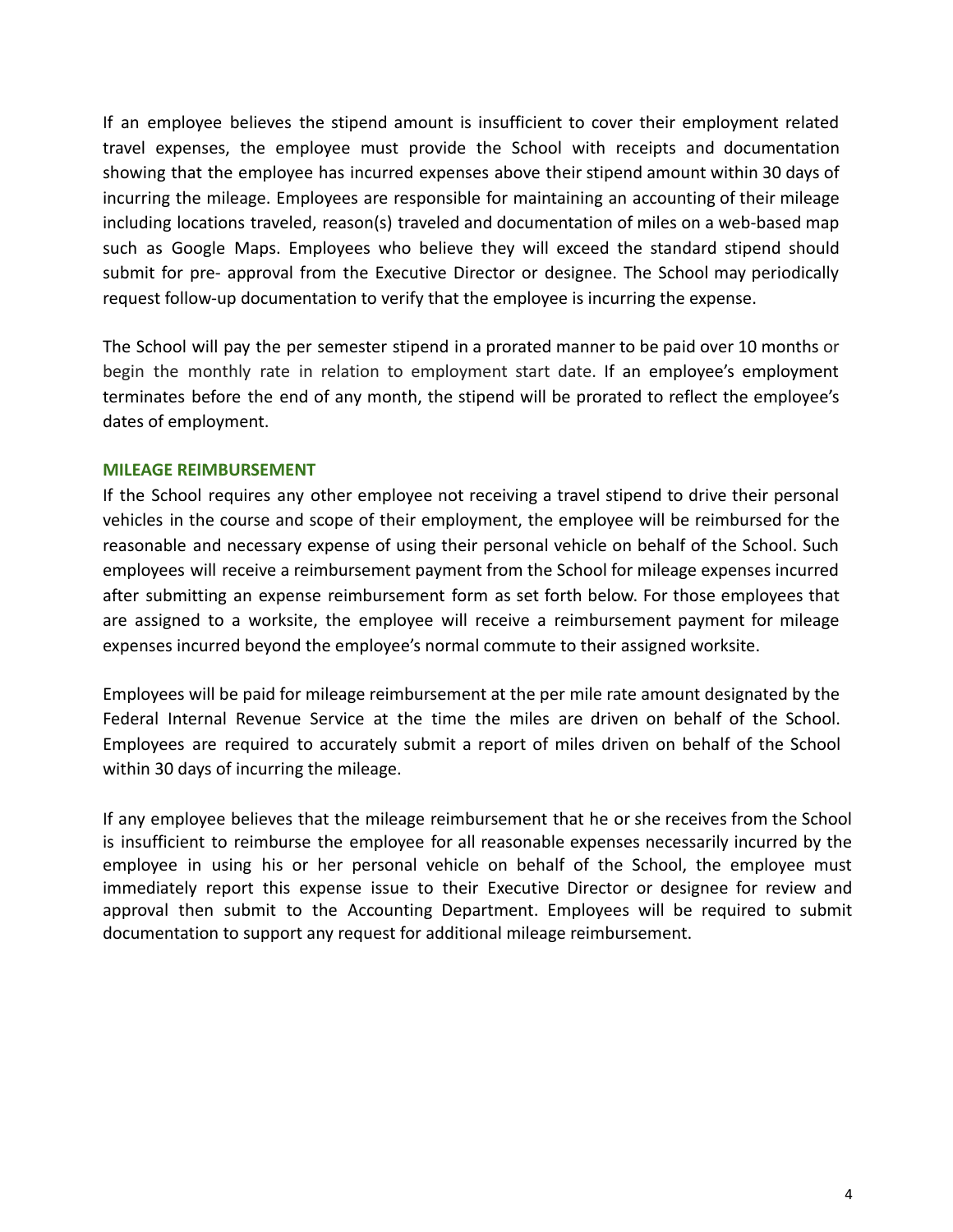If an employee believes the stipend amount is insufficient to cover their employment related travel expenses, the employee must provide the School with receipts and documentation showing that the employee has incurred expenses above their stipend amount within 30 days of incurring the mileage. Employees are responsible for maintaining an accounting of their mileage including locations traveled, reason(s) traveled and documentation of miles on a web-based map such as Google Maps. Employees who believe they will exceed the standard stipend should submit for pre- approval from the Executive Director or designee. The School may periodically request follow-up documentation to verify that the employee is incurring the expense.

The School will pay the per semester stipend in a prorated manner to be paid over 10 months or begin the monthly rate in relation to employment start date. If an employee's employment terminates before the end of any month, the stipend will be prorated to reflect the employee's dates of employment.

### MILEAGE REIMBURSEMENT

If the School requires any other employee not receiving a travel stipend to drive their personal vehicles in the course and scope of their employment, the employee will be reimbursed for the reasonable and necessary expense of using their personal vehicle on behalf of the School. Such employees will receive a reimbursement payment from the School for mileage expenses incurred after submitting an expense reimbursement form as set forth below. For those employees that are assigned to a worksite, the employee will receive a reimbursement payment for mileage expenses incurred beyond the employee's normal commute to their assigned worksite.

Employees will be paid for mileage reimbursement at the per mile rate amount designated by the Federal Internal Revenue Service at the time the miles are driven on behalf of the School. Employees are required to accurately submit a report of miles driven on behalf of the School within 30 days of incurring the mileage.

If any employee believes that the mileage reimbursement that he or she receives from the School is insufficient to reimburse the employee for all reasonable expenses necessarily incurred by the employee in using his or her personal vehicle on behalf of the School, the employee must immediately report this expense issue to their Executive Director or designee for review and approval then submit to the Accounting Department. Employees will be required to submit documentation to support any request for additional mileage reimbursement.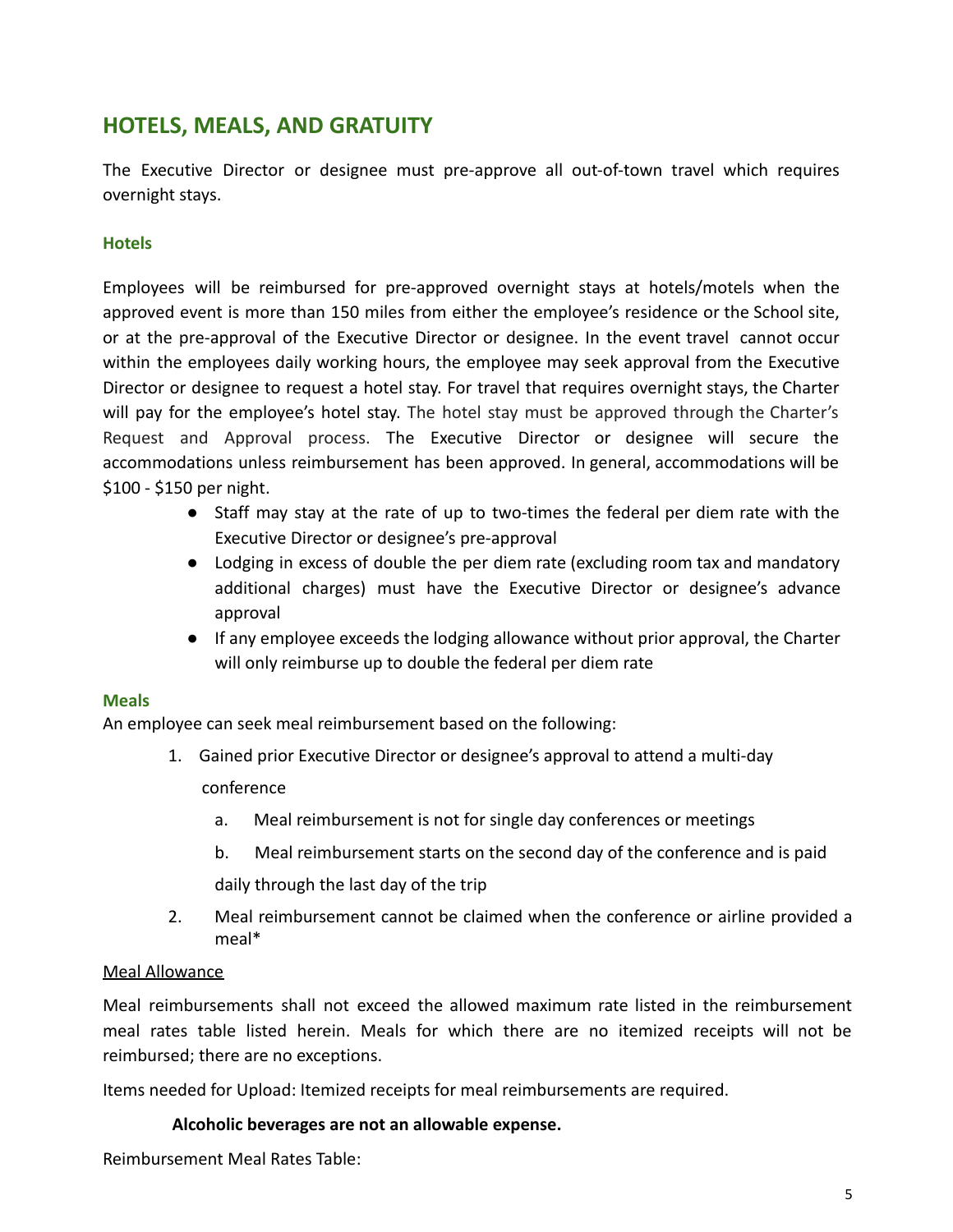## HOTELS, MEALS, AND GRATUITY

The Executive Director or designee must pre-approve all out-of-town travel which requires overnight stays.

### Hotels

Employees will be reimbursed for pre-approved overnight stays at hotels/motels when the approved event is more than 150 miles from either the employee's residence or the School site, or at the pre-approval of the Executive Director or designee. In the event travel cannot occur within the employees daily working hours, the employee may seek approval from the Executive Director or designee to request a hotel stay. For travel that requires overnight stays, the Charter will pay for the employee's hotel stay. The hotel stay must be approved through the Charter's Request and Approval process. The Executive Director or designee will secure the accommodations unless reimbursement has been approved. In general, accommodations will be $100 - $150 per night.

- Staff may stay at the rate of up to two-times the federal per diem rate with the Executive Director or designee's pre-approval
- Lodging in excess of double the per diem rate (excluding room tax and mandatory additional charges) must have the Executive Director or designee's advance approval
- If any employee exceeds the lodging allowance without prior approval, the Charter will only reimburse up to double the federal per diem rate

### Meals

An employee can seek meal reimbursement based on the following:

1. Gained prior Executive Director or designee's approval to attend a multi-day conference
   a. Meal reimbursement is not for single day conferences or meetings
   b. Meal reimbursement starts on the second day of the conference and is paid daily through the last day of the trip
2. Meal reimbursement cannot be claimed when the conference or airline provided a meal*

<u>Meal Allowance</u>

Meal reimbursements shall not exceed the allowed maximum rate listed in the reimbursement meal rates table listed herein. Meals for which there are no itemized receipts will not be reimbursed; there are no exceptions.

Items needed for Upload: Itemized receipts for meal reimbursements are required.

**Alcoholic beverages are not an allowable expense.**

Reimbursement Meal Rates Table: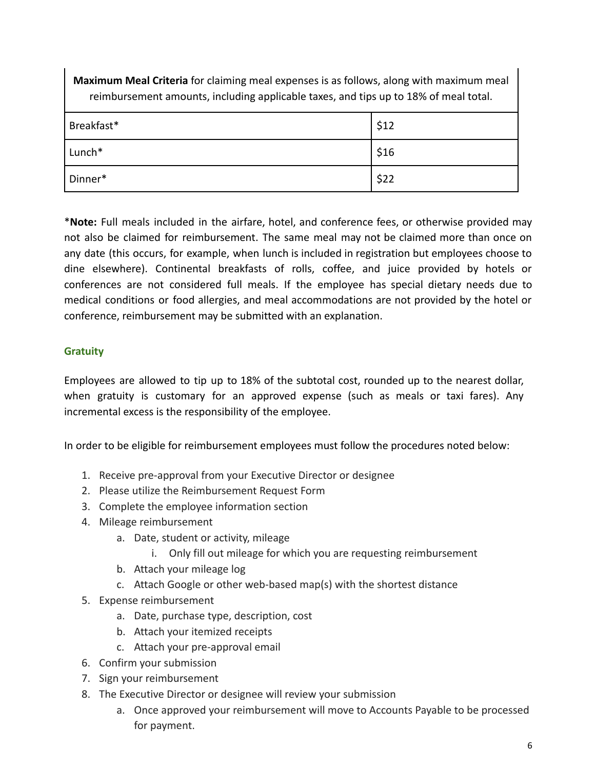| **Maximum Meal Criteria** for claiming meal expenses is as follows, along with maximum meal reimbursement amounts, including applicable taxes, and tips up to 18% of meal total. | |
|---|---|
| Breakfast* | $12 |
| Lunch* | $16 |
| Dinner* | $22 |

***Note:** Full meals included in the airfare, hotel, and conference fees, or otherwise provided may not also be claimed for reimbursement. The same meal may not be claimed more than once on any date (this occurs, for example, when lunch is included in registration but employees choose to dine elsewhere). Continental breakfasts of rolls, coffee, and juice provided by hotels or conferences are not considered full meals. If the employee has special dietary needs due to medical conditions or food allergies, and meal accommodations are not provided by the hotel or conference, reimbursement may be submitted with an explanation.

### Gratuity

Employees are allowed to tip up to 18% of the subtotal cost, rounded up to the nearest dollar, when gratuity is customary for an approved expense (such as meals or taxi fares). Any incremental excess is the responsibility of the employee.

In order to be eligible for reimbursement employees must follow the procedures noted below:

1. Receive pre-approval from your Executive Director or designee
2. Please utilize the Reimbursement Request Form
3. Complete the employee information section
4. Mileage reimbursement
   a. Date, student or activity, mileage
      i. Only fill out mileage for which you are requesting reimbursement
   b. Attach your mileage log
   c. Attach Google or other web-based map(s) with the shortest distance
5. Expense reimbursement
   a. Date, purchase type, description, cost
   b. Attach your itemized receipts
   c. Attach your pre-approval email
6. Confirm your submission
7. Sign your reimbursement
8. The Executive Director or designee will review your submission
   a. Once approved your reimbursement will move to Accounts Payable to be processed for payment.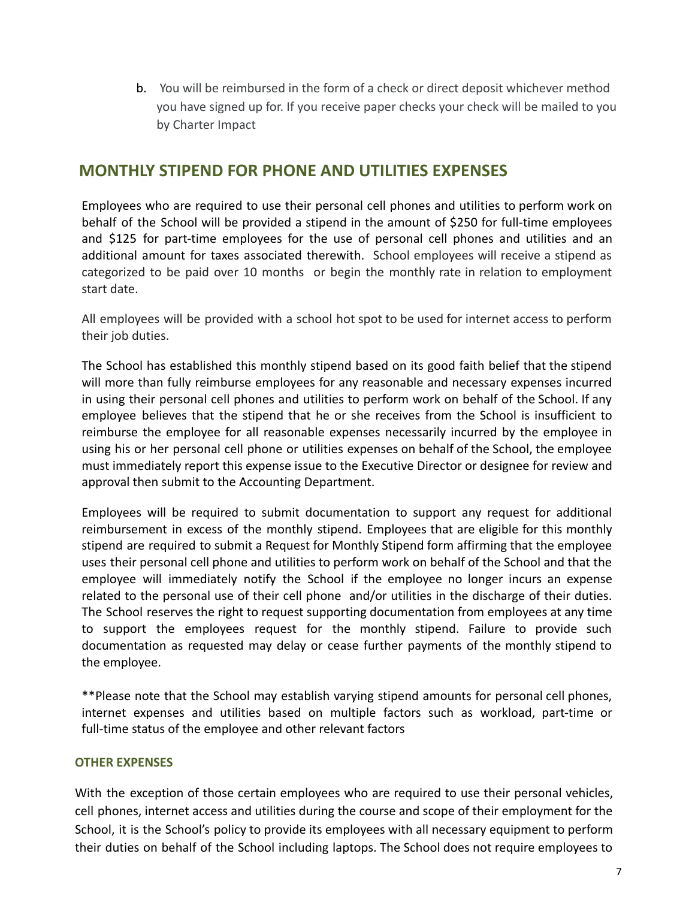b. You will be reimbursed in the form of a check or direct deposit whichever method you have signed up for. If you receive paper checks your check will be mailed to you by Charter Impact

## MONTHLY STIPEND FOR PHONE AND UTILITIES EXPENSES

Employees who are required to use their personal cell phones and utilities to perform work on behalf of the School will be provided a stipend in the amount of $250 for full-time employees and $125 for part-time employees for the use of personal cell phones and utilities and an additional amount for taxes associated therewith. School employees will receive a stipend as categorized to be paid over 10 months or begin the monthly rate in relation to employment start date.

All employees will be provided with a school hot spot to be used for internet access to perform their job duties.

The School has established this monthly stipend based on its good faith belief that the stipend will more than fully reimburse employees for any reasonable and necessary expenses incurred in using their personal cell phones and utilities to perform work on behalf of the School. If any employee believes that the stipend that he or she receives from the School is insufficient to reimburse the employee for all reasonable expenses necessarily incurred by the employee in using his or her personal cell phone or utilities expenses on behalf of the School, the employee must immediately report this expense issue to the Executive Director or designee for review and approval then submit to the Accounting Department.

Employees will be required to submit documentation to support any request for additional reimbursement in excess of the monthly stipend. Employees that are eligible for this monthly stipend are required to submit a Request for Monthly Stipend form affirming that the employee uses their personal cell phone and utilities to perform work on behalf of the School and that the employee will immediately notify the School if the employee no longer incurs an expense related to the personal use of their cell phone and/or utilities in the discharge of their duties. The School reserves the right to request supporting documentation from employees at any time to support the employees request for the monthly stipend. Failure to provide such documentation as requested may delay or cease further payments of the monthly stipend to the employee.

**Please note that the School may establish varying stipend amounts for personal cell phones, internet expenses and utilities based on multiple factors such as workload, part-time or full-time status of the employee and other relevant factors

#### OTHER EXPENSES

With the exception of those certain employees who are required to use their personal vehicles, cell phones, internet access and utilities during the course and scope of their employment for the School, it is the School's policy to provide its employees with all necessary equipment to perform their duties on behalf of the School including laptops. The School does not require employees to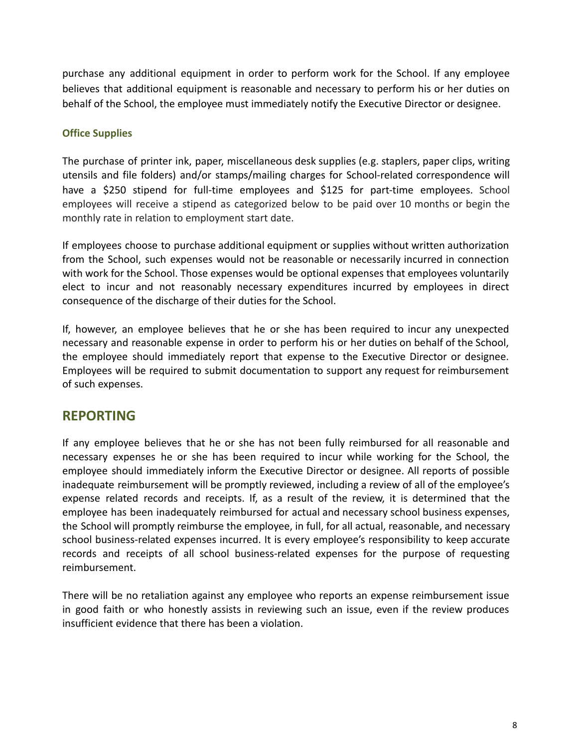purchase any additional equipment in order to perform work for the School. If any employee believes that additional equipment is reasonable and necessary to perform his or her duties on behalf of the School, the employee must immediately notify the Executive Director or designee.

### Office Supplies

The purchase of printer ink, paper, miscellaneous desk supplies (e.g. staplers, paper clips, writing utensils and file folders) and/or stamps/mailing charges for School-related correspondence will have a $250 stipend for full-time employees and $125 for part-time employees. School employees will receive a stipend as categorized below to be paid over 10 months or begin the monthly rate in relation to employment start date.

If employees choose to purchase additional equipment or supplies without written authorization from the School, such expenses would not be reasonable or necessarily incurred in connection with work for the School. Those expenses would be optional expenses that employees voluntarily elect to incur and not reasonably necessary expenditures incurred by employees in direct consequence of the discharge of their duties for the School.

If, however, an employee believes that he or she has been required to incur any unexpected necessary and reasonable expense in order to perform his or her duties on behalf of the School, the employee should immediately report that expense to the Executive Director or designee. Employees will be required to submit documentation to support any request for reimbursement of such expenses.

## REPORTING

If any employee believes that he or she has not been fully reimbursed for all reasonable and necessary expenses he or she has been required to incur while working for the School, the employee should immediately inform the Executive Director or designee. All reports of possible inadequate reimbursement will be promptly reviewed, including a review of all of the employee's expense related records and receipts. If, as a result of the review, it is determined that the employee has been inadequately reimbursed for actual and necessary school business expenses, the School will promptly reimburse the employee, in full, for all actual, reasonable, and necessary school business-related expenses incurred. It is every employee's responsibility to keep accurate records and receipts of all school business-related expenses for the purpose of requesting reimbursement.

There will be no retaliation against any employee who reports an expense reimbursement issue in good faith or who honestly assists in reviewing such an issue, even if the review produces insufficient evidence that there has been a violation.